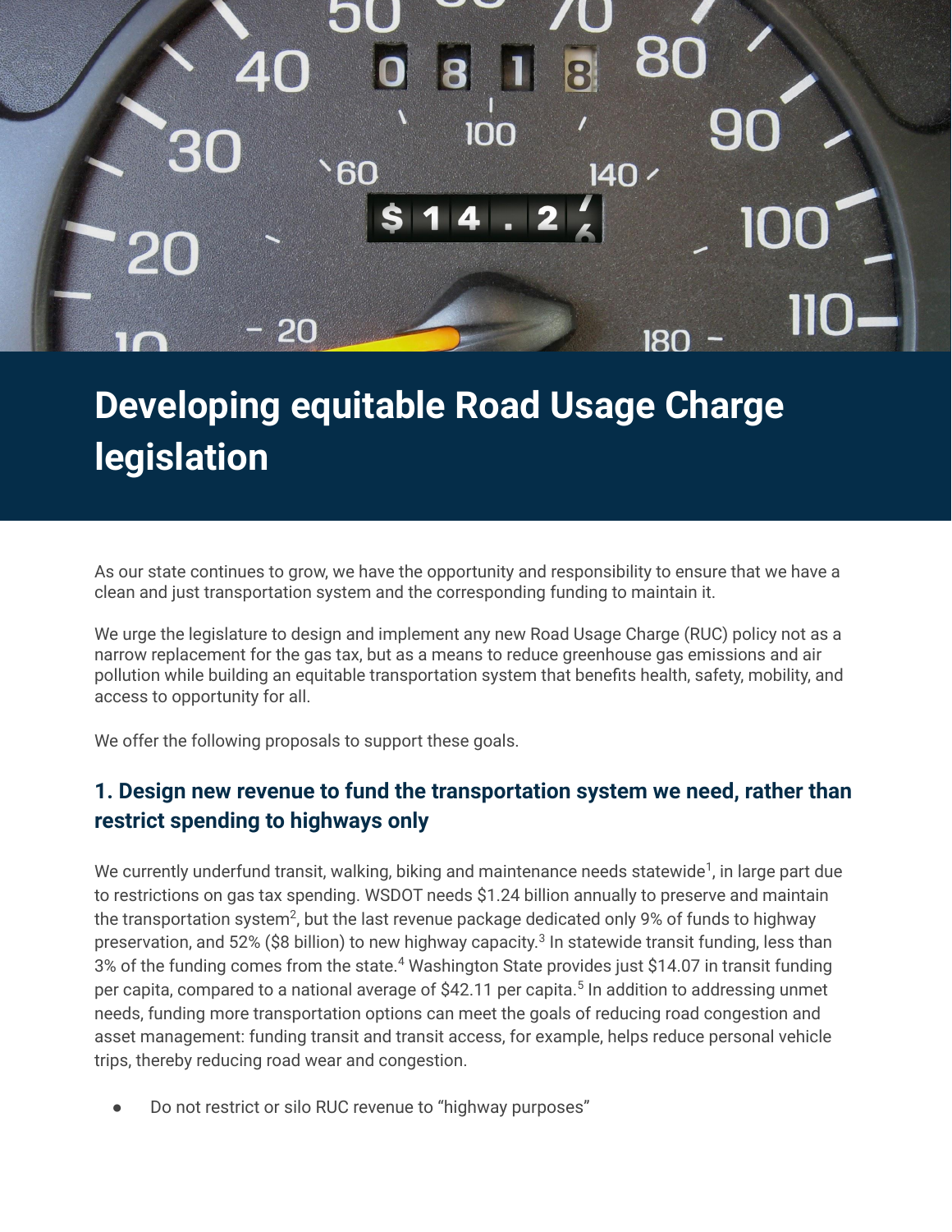# Developing equitable Road Usage Charge legislation

As our state continues to grow, we have the opportunity and responsibility to ensure that we have a clean and just transportation system and the corresponding funding to maintain it.

We urge the legislature to design and implement any new Road Usage Charge (RUC) policy not as a narrow replacement for the gas tax, but as a means to reduce greenhouse gas emissions and air pollution while building an equitable transportation system that benefits health, safety, mobility, and access to opportunity for all.

We offer the following proposals to support these goals.

## 1. Design new revenue to fund the transportation system we need, rather than restrict spending to highways only

We currently underfund transit, walking, biking and maintenance needs statewide[1], in large part due to restrictions on gas tax spending. WSDOT needs $1.24 billion annually to preserve and maintain the transportation system[2], but the last revenue package dedicated only 9% of funds to highway preservation, and 52% ($8 billion) to new highway capacity.[3] In statewide transit funding, less than 3% of the funding comes from the state.[4] Washington State provides just $14.07 in transit funding per capita, compared to a national average of $42.11 per capita.[5] In addition to addressing unmet needs, funding more transportation options can meet the goals of reducing road congestion and asset management: funding transit and transit access, for example, helps reduce personal vehicle trips, thereby reducing road wear and congestion.

- Do not restrict or silo RUC revenue to "highway purposes"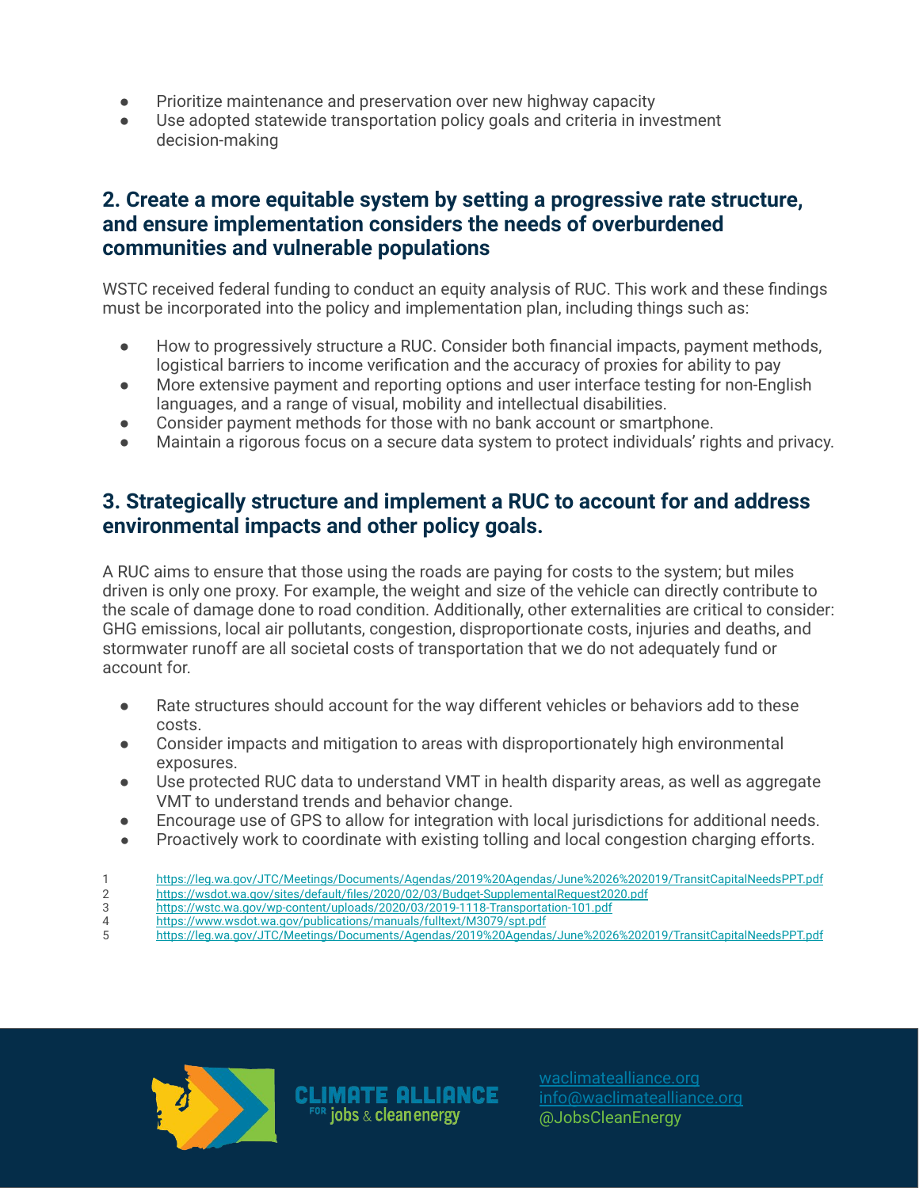- Prioritize maintenance and preservation over new highway capacity
- Use adopted statewide transportation policy goals and criteria in investment decision-making

## 2. Create a more equitable system by setting a progressive rate structure, and ensure implementation considers the needs of overburdened communities and vulnerable populations

WSTC received federal funding to conduct an equity analysis of RUC. This work and these findings must be incorporated into the policy and implementation plan, including things such as:

- How to progressively structure a RUC. Consider both financial impacts, payment methods, logistical barriers to income verification and the accuracy of proxies for ability to pay
- More extensive payment and reporting options and user interface testing for non-English languages, and a range of visual, mobility and intellectual disabilities.
- Consider payment methods for those with no bank account or smartphone.
- Maintain a rigorous focus on a secure data system to protect individuals' rights and privacy.

## 3. Strategically structure and implement a RUC to account for and address environmental impacts and other policy goals.

A RUC aims to ensure that those using the roads are paying for costs to the system; but miles driven is only one proxy. For example, the weight and size of the vehicle can directly contribute to the scale of damage done to road condition. Additionally, other externalities are critical to consider: GHG emissions, local air pollutants, congestion, disproportionate costs, injuries and deaths, and stormwater runoff are all societal costs of transportation that we do not adequately fund or account for.

- Rate structures should account for the way different vehicles or behaviors add to these costs.
- Consider impacts and mitigation to areas with disproportionately high environmental exposures.
- Use protected RUC data to understand VMT in health disparity areas, as well as aggregate VMT to understand trends and behavior change.
- Encourage use of GPS to allow for integration with local jurisdictions for additional needs.
- Proactively work to coordinate with existing tolling and local congestion charging efforts.

1 https://leg.wa.gov/JTC/Meetings/Documents/Agendas/2019%20Agendas/June%2026%202019/TransitCapitalNeedsPPT.pdf
2 https://wsdot.wa.gov/sites/default/files/2020/02/03/Budget-SupplementalRequest2020.pdf
3 https://wstc.wa.gov/wp-content/uploads/2020/03/2019-1118-Transportation-101.pdf
4 https://www.wsdot.wa.gov/publications/manuals/fulltext/M3079/spt.pdf
5 https://leg.wa.gov/JTC/Meetings/Documents/Agendas/2019%20Agendas/June%2026%202019/TransitCapitalNeedsPPT.pdf

CLIMATE ALLIANCE FOR jobs & clean energy

waclimatealliance.org
info@waclimatealliance.org
@JobsCleanEnergy